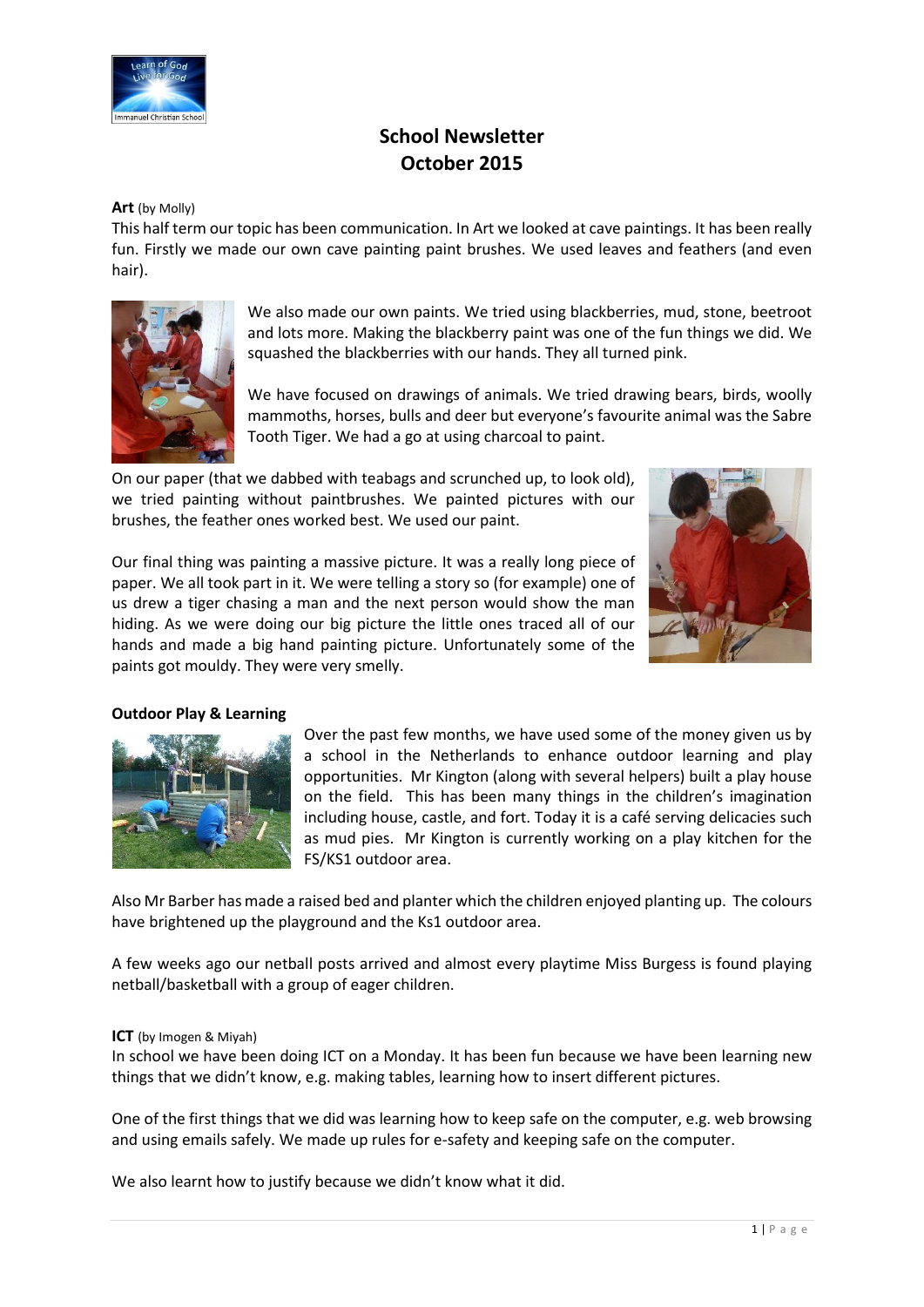# School Newsletter
## October 2015

**Art** (by Molly)

This half term our topic has been communication. In Art we looked at cave paintings. It has been really fun. Firstly we made our own cave painting paint brushes. We used leaves and feathers (and even hair).

We also made our own paints. We tried using blackberries, mud, stone, beetroot and lots more. Making the blackberry paint was one of the fun things we did. We squashed the blackberries with our hands. They all turned pink.

We have focused on drawings of animals. We tried drawing bears, birds, woolly mammoths, horses, bulls and deer but everyone's favourite animal was the Sabre Tooth Tiger. We had a go at using charcoal to paint.

On our paper (that we dabbed with teabags and scrunched up, to look old), we tried painting without paintbrushes. We painted pictures with our brushes, the feather ones worked best. We used our paint.

Our final thing was painting a massive picture. It was a really long piece of paper. We all took part in it. We were telling a story so (for example) one of us drew a tiger chasing a man and the next person would show the man hiding. As we were doing our big picture the little ones traced all of our hands and made a big hand painting picture. Unfortunately some of the paints got mouldy. They were very smelly.

**Outdoor Play & Learning**

Over the past few months, we have used some of the money given us by a school in the Netherlands to enhance outdoor learning and play opportunities. Mr Kington (along with several helpers) built a play house on the field. This has been many things in the children's imagination including house, castle, and fort. Today it is a café serving delicacies such as mud pies. Mr Kington is currently working on a play kitchen for the FS/KS1 outdoor area.

Also Mr Barber has made a raised bed and planter which the children enjoyed planting up. The colours have brightened up the playground and the Ks1 outdoor area.

A few weeks ago our netball posts arrived and almost every playtime Miss Burgess is found playing netball/basketball with a group of eager children.

**ICT** (by Imogen & Miyah)

In school we have been doing ICT on a Monday. It has been fun because we have been learning new things that we didn't know, e.g. making tables, learning how to insert different pictures.

One of the first things that we did was learning how to keep safe on the computer, e.g. web browsing and using emails safely. We made up rules for e-safety and keeping safe on the computer.

We also learnt how to justify because we didn't know what it did.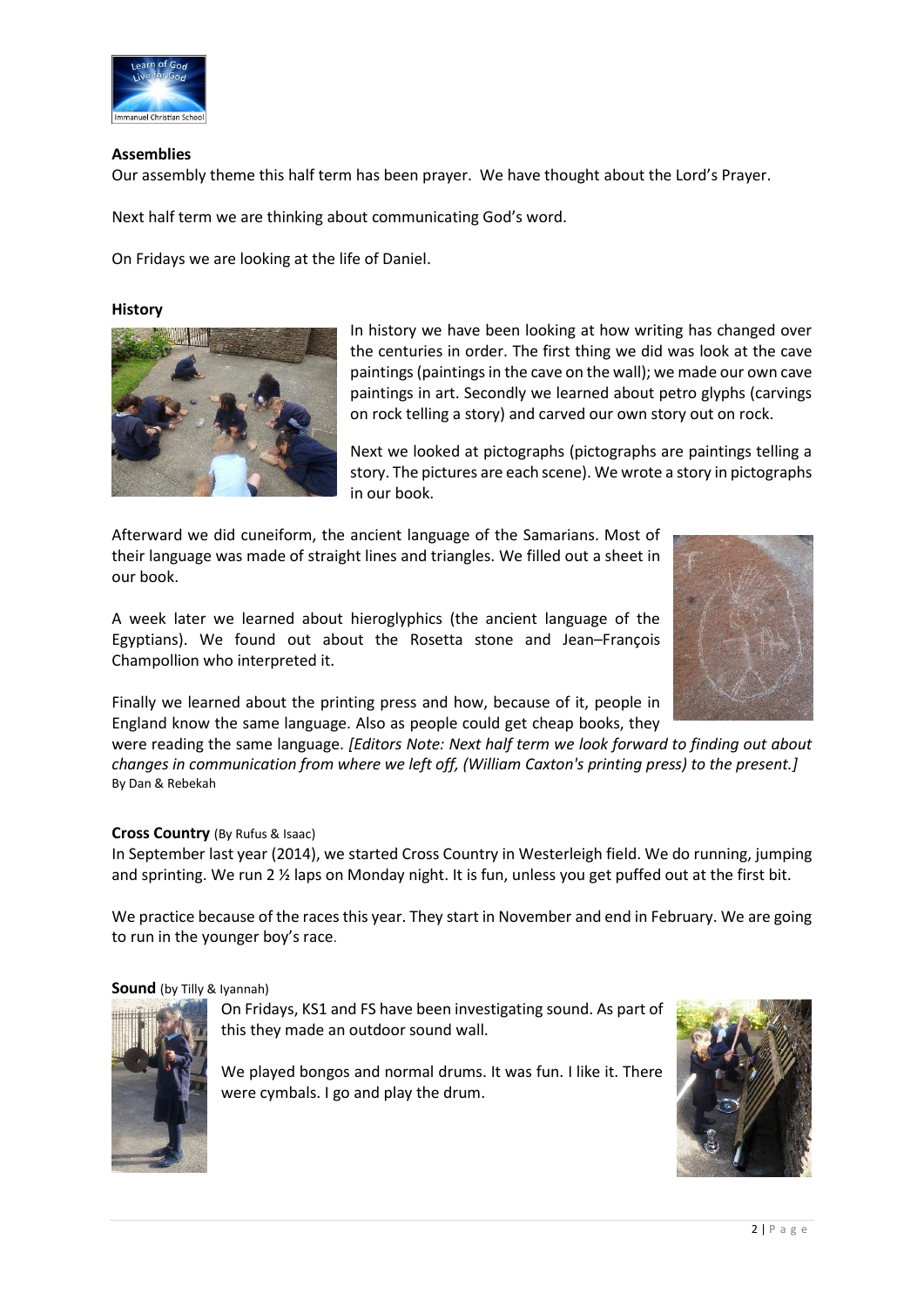**Assemblies**

Our assembly theme this half term has been prayer. We have thought about the Lord's Prayer.

Next half term we are thinking about communicating God's word.

On Fridays we are looking at the life of Daniel.

**History**

In history we have been looking at how writing has changed over the centuries in order. The first thing we did was look at the cave paintings (paintings in the cave on the wall); we made our own cave paintings in art. Secondly we learned about petro glyphs (carvings on rock telling a story) and carved our own story out on rock.

Next we looked at pictographs (pictographs are paintings telling a story. The pictures are each scene). We wrote a story in pictographs in our book.

Afterward we did cuneiform, the ancient language of the Samarians. Most of their language was made of straight lines and triangles. We filled out a sheet in our book.

A week later we learned about hieroglyphics (the ancient language of the Egyptians). We found out about the Rosetta stone and Jean–François Champollion who interpreted it.

Finally we learned about the printing press and how, because of it, people in England know the same language. Also as people could get cheap books, they were reading the same language. *[Editors Note: Next half term we look forward to finding out about changes in communication from where we left off, (William Caxton's printing press) to the present.]*
By Dan & Rebekah

**Cross Country** (By Rufus & Isaac)

In September last year (2014), we started Cross Country in Westerleigh field. We do running, jumping and sprinting. We run 2 ½ laps on Monday night. It is fun, unless you get puffed out at the first bit.

We practice because of the races this year. They start in November and end in February. We are going to run in the younger boy's race.

**Sound** (by Tilly & Iyannah)

On Fridays, KS1 and FS have been investigating sound. As part of this they made an outdoor sound wall.

We played bongos and normal drums. It was fun. I like it. There were cymbals. I go and play the drum.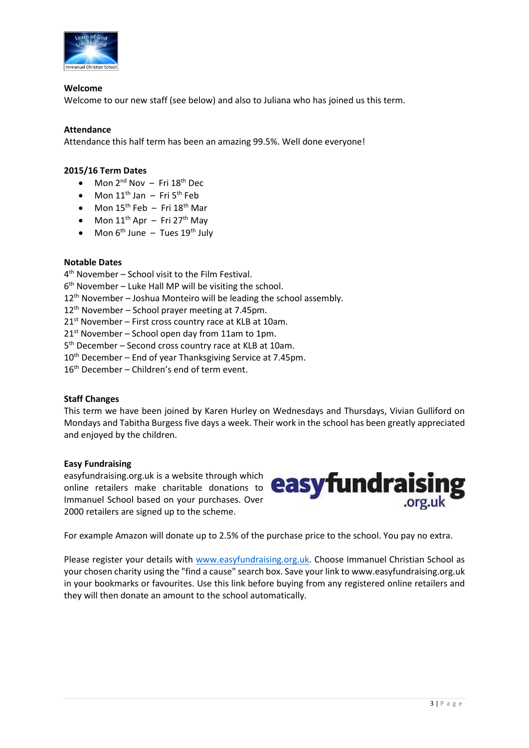**Welcome**

Welcome to our new staff (see below) and also to Juliana who has joined us this term.

**Attendance**

Attendance this half term has been an amazing 99.5%. Well done everyone!

**2015/16 Term Dates**

- Mon 2nd Nov – Fri 18th Dec
- Mon 11th Jan – Fri 5th Feb
- Mon 15th Feb – Fri 18th Mar
- Mon 11th Apr – Fri 27th May
- Mon 6th June – Tues 19th July

**Notable Dates**

4th November – School visit to the Film Festival.
6th November – Luke Hall MP will be visiting the school.
12th November – Joshua Monteiro will be leading the school assembly.
12th November – School prayer meeting at 7.45pm.
21st November – First cross country race at KLB at 10am.
21st November – School open day from 11am to 1pm.
5th December – Second cross country race at KLB at 10am.
10th December – End of year Thanksgiving Service at 7.45pm.
16th December – Children's end of term event.

**Staff Changes**

This term we have been joined by Karen Hurley on Wednesdays and Thursdays, Vivian Gulliford on Mondays and Tabitha Burgess five days a week. Their work in the school has been greatly appreciated and enjoyed by the children.

**Easy Fundraising**

easyfundraising.org.uk is a website through which online retailers make charitable donations to Immanuel School based on your purchases. Over 2000 retailers are signed up to the scheme.

For example Amazon will donate up to 2.5% of the purchase price to the school. You pay no extra.

Please register your details with www.easyfundraising.org.uk. Choose Immanuel Christian School as your chosen charity using the "find a cause" search box. Save your link to www.easyfundraising.org.uk in your bookmarks or favourites. Use this link before buying from any registered online retailers and they will then donate an amount to the school automatically.